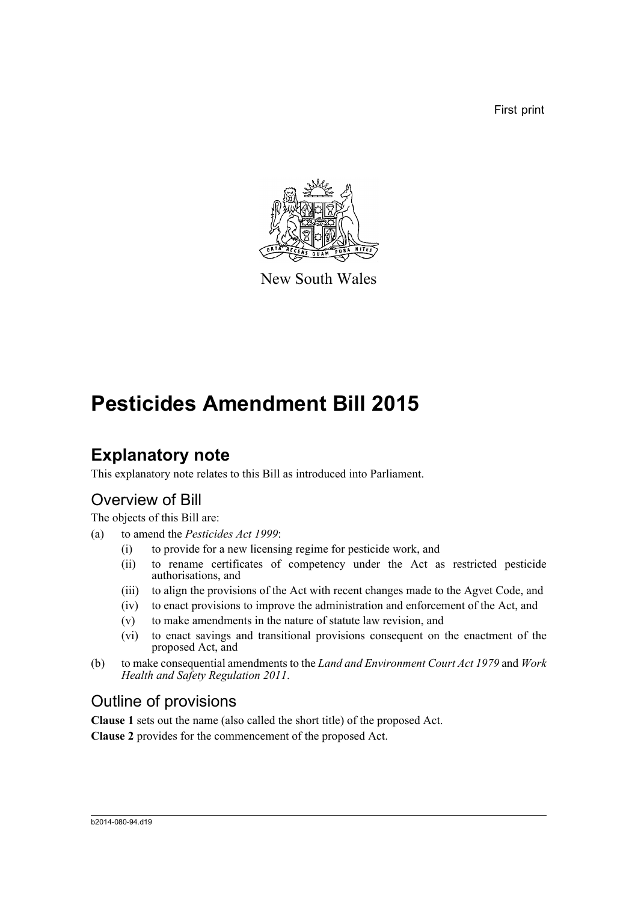First print

New South Wales

# Pesticides Amendment Bill 2015

## Explanatory note

This explanatory note relates to this Bill as introduced into Parliament.

### Overview of Bill

The objects of this Bill are:

(a) to amend the *Pesticides Act 1999*:

   (i) to provide for a new licensing regime for pesticide work, and

   (ii) to rename certificates of competency under the Act as restricted pesticide authorisations, and

   (iii) to align the provisions of the Act with recent changes made to the Agvet Code, and

   (iv) to enact provisions to improve the administration and enforcement of the Act, and

   (v) to make amendments in the nature of statute law revision, and

   (vi) to enact savings and transitional provisions consequent on the enactment of the proposed Act, and

(b) to make consequential amendments to the *Land and Environment Court Act 1979* and *Work Health and Safety Regulation 2011*.

### Outline of provisions

**Clause 1** sets out the name (also called the short title) of the proposed Act.

**Clause 2** provides for the commencement of the proposed Act.

b2014-080-94.d19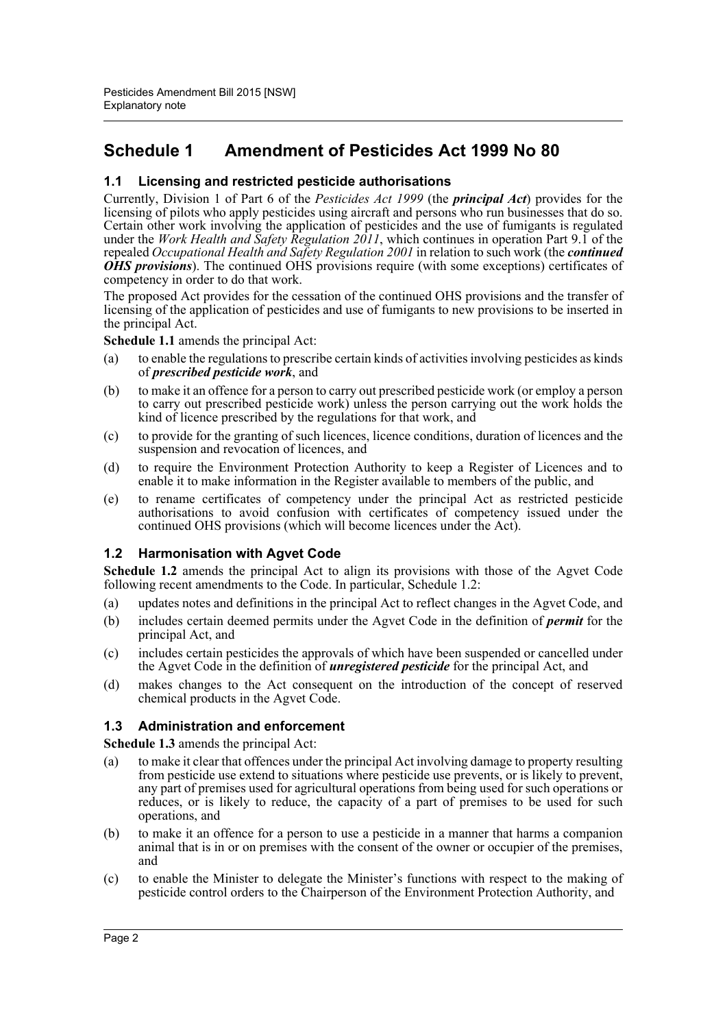## Schedule 1 Amendment of Pesticides Act 1999 No 80

### 1.1 Licensing and restricted pesticide authorisations

Currently, Division 1 of Part 6 of the *Pesticides Act 1999* (the ***principal Act***) provides for the licensing of pilots who apply pesticides using aircraft and persons who run businesses that do so. Certain other work involving the application of pesticides and the use of fumigants is regulated under the *Work Health and Safety Regulation 2011*, which continues in operation Part 9.1 of the repealed *Occupational Health and Safety Regulation 2001* in relation to such work (the ***continued OHS provisions***). The continued OHS provisions require (with some exceptions) certificates of competency in order to do that work.

The proposed Act provides for the cessation of the continued OHS provisions and the transfer of licensing of the application of pesticides and use of fumigants to new provisions to be inserted in the principal Act.

**Schedule 1.1** amends the principal Act:

(a) to enable the regulations to prescribe certain kinds of activities involving pesticides as kinds of ***prescribed pesticide work***, and

(b) to make it an offence for a person to carry out prescribed pesticide work (or employ a person to carry out prescribed pesticide work) unless the person carrying out the work holds the kind of licence prescribed by the regulations for that work, and

(c) to provide for the granting of such licences, licence conditions, duration of licences and the suspension and revocation of licences, and

(d) to require the Environment Protection Authority to keep a Register of Licences and to enable it to make information in the Register available to members of the public, and

(e) to rename certificates of competency under the principal Act as restricted pesticide authorisations to avoid confusion with certificates of competency issued under the continued OHS provisions (which will become licences under the Act).

### 1.2 Harmonisation with Agvet Code

**Schedule 1.2** amends the principal Act to align its provisions with those of the Agvet Code following recent amendments to the Code. In particular, Schedule 1.2:

(a) updates notes and definitions in the principal Act to reflect changes in the Agvet Code, and

(b) includes certain deemed permits under the Agvet Code in the definition of ***permit*** for the principal Act, and

(c) includes certain pesticides the approvals of which have been suspended or cancelled under the Agvet Code in the definition of ***unregistered pesticide*** for the principal Act, and

(d) makes changes to the Act consequent on the introduction of the concept of reserved chemical products in the Agvet Code.

### 1.3 Administration and enforcement

**Schedule 1.3** amends the principal Act:

(a) to make it clear that offences under the principal Act involving damage to property resulting from pesticide use extend to situations where pesticide use prevents, or is likely to prevent, any part of premises used for agricultural operations from being used for such operations or reduces, or is likely to reduce, the capacity of a part of premises to be used for such operations, and

(b) to make it an offence for a person to use a pesticide in a manner that harms a companion animal that is in or on premises with the consent of the owner or occupier of the premises, and

(c) to enable the Minister to delegate the Minister's functions with respect to the making of pesticide control orders to the Chairperson of the Environment Protection Authority, and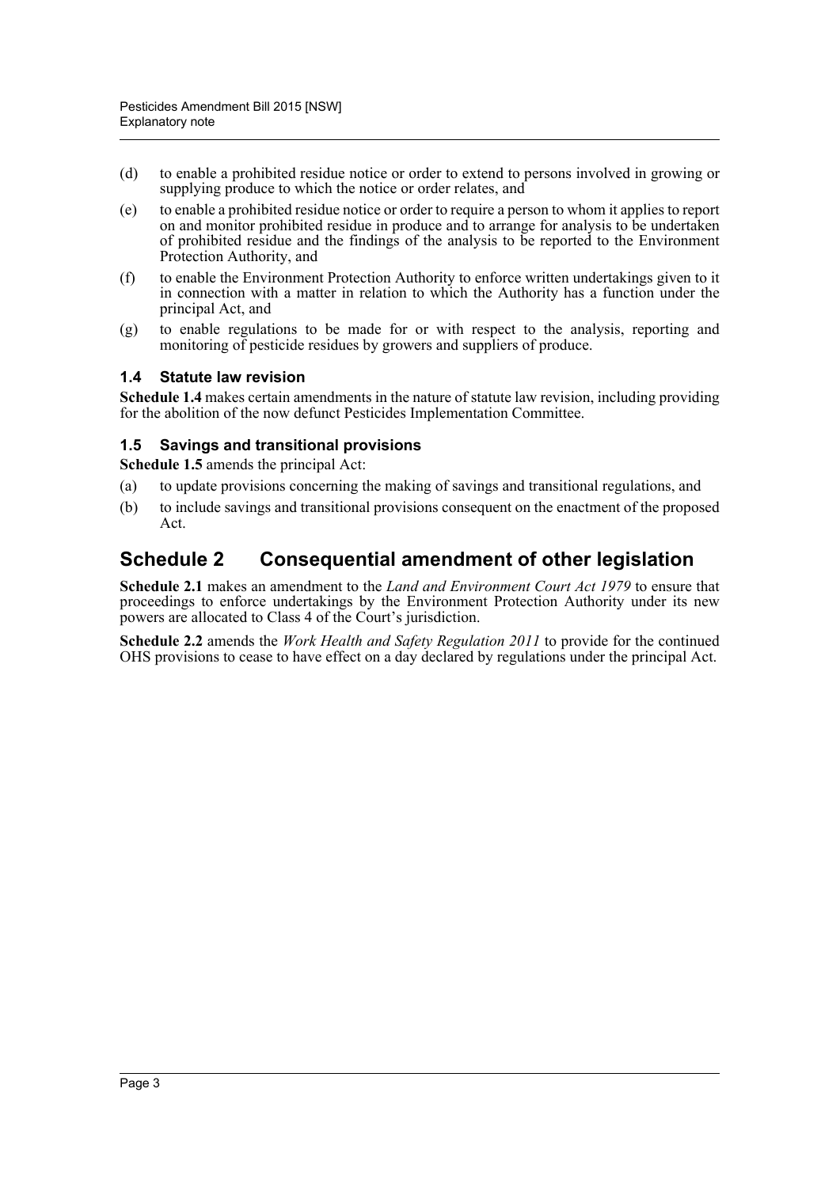(d) to enable a prohibited residue notice or order to extend to persons involved in growing or supplying produce to which the notice or order relates, and

(e) to enable a prohibited residue notice or order to require a person to whom it applies to report on and monitor prohibited residue in produce and to arrange for analysis to be undertaken of prohibited residue and the findings of the analysis to be reported to the Environment Protection Authority, and

(f) to enable the Environment Protection Authority to enforce written undertakings given to it in connection with a matter in relation to which the Authority has a function under the principal Act, and

(g) to enable regulations to be made for or with respect to the analysis, reporting and monitoring of pesticide residues by growers and suppliers of produce.

### 1.4 Statute law revision

**Schedule 1.4** makes certain amendments in the nature of statute law revision, including providing for the abolition of the now defunct Pesticides Implementation Committee.

### 1.5 Savings and transitional provisions

**Schedule 1.5** amends the principal Act:

(a) to update provisions concerning the making of savings and transitional regulations, and

(b) to include savings and transitional provisions consequent on the enactment of the proposed Act.

## Schedule 2 Consequential amendment of other legislation

**Schedule 2.1** makes an amendment to the *Land and Environment Court Act 1979* to ensure that proceedings to enforce undertakings by the Environment Protection Authority under its new powers are allocated to Class 4 of the Court's jurisdiction.

**Schedule 2.2** amends the *Work Health and Safety Regulation 2011* to provide for the continued OHS provisions to cease to have effect on a day declared by regulations under the principal Act.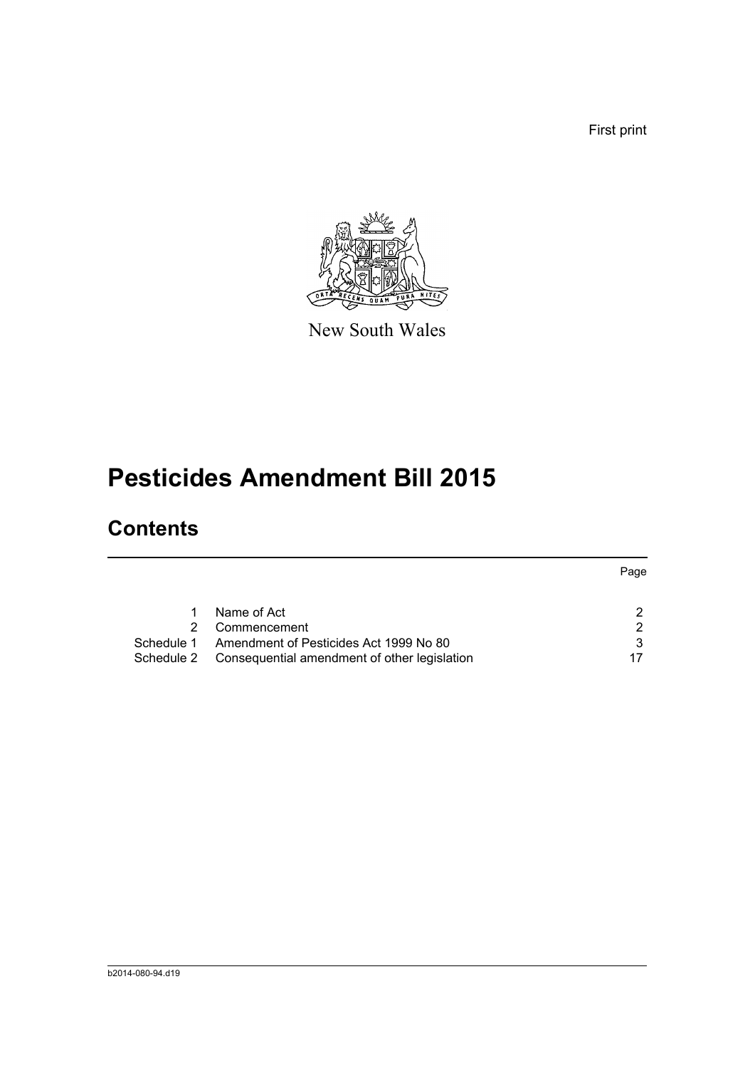First print

New South Wales

# Pesticides Amendment Bill 2015

## Contents

| | | Page |
|---|---|---|
| 1 | Name of Act | 2 |
| 2 | Commencement | 2 |
| Schedule 1 | Amendment of Pesticides Act 1999 No 80 | 3 |
| Schedule 2 | Consequential amendment of other legislation | 17 |

b2014-080-94.d19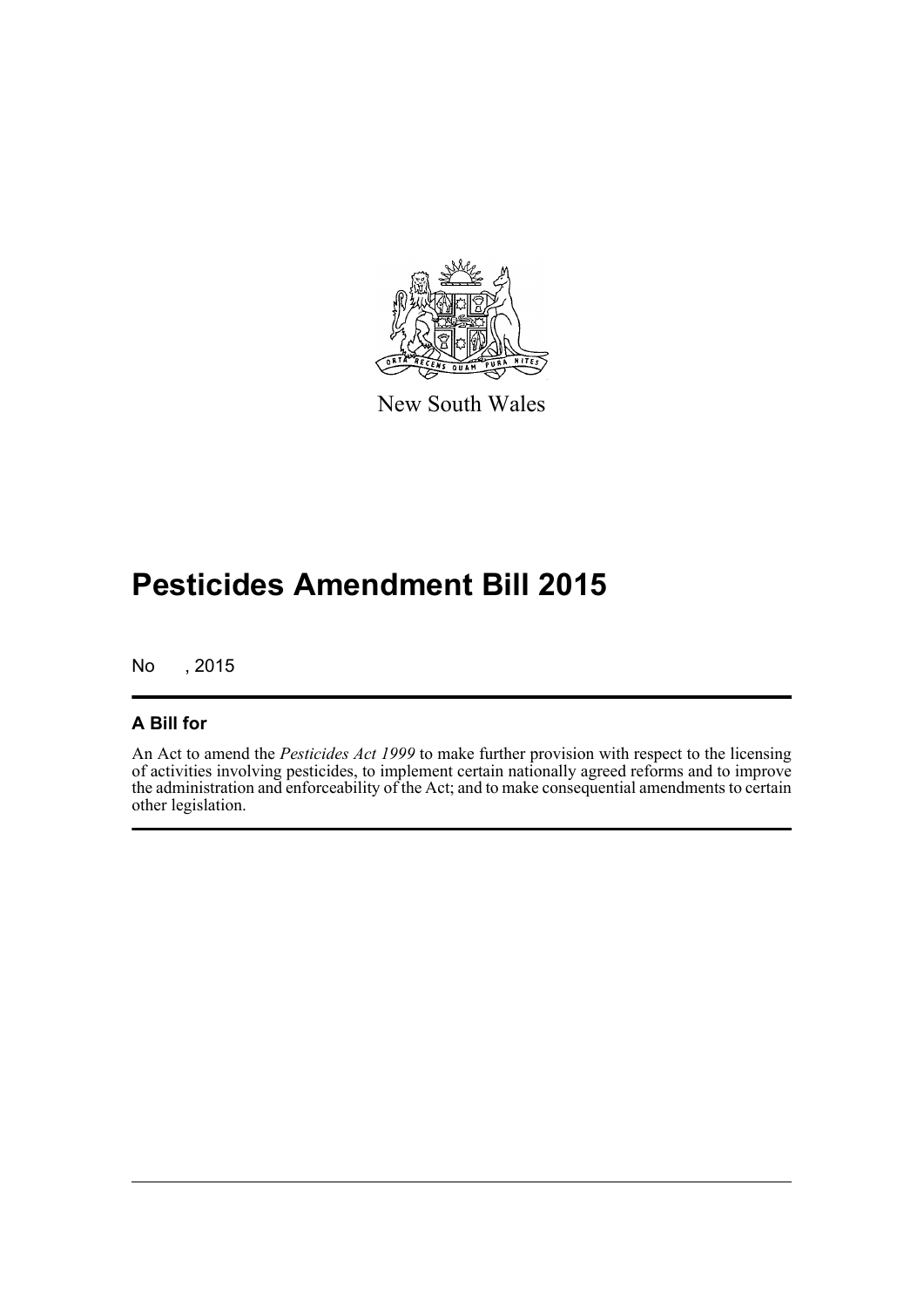New South Wales

# Pesticides Amendment Bill 2015

No , 2015

## A Bill for

An Act to amend the *Pesticides Act 1999* to make further provision with respect to the licensing of activities involving pesticides, to implement certain nationally agreed reforms and to improve the administration and enforceability of the Act; and to make consequential amendments to certain other legislation.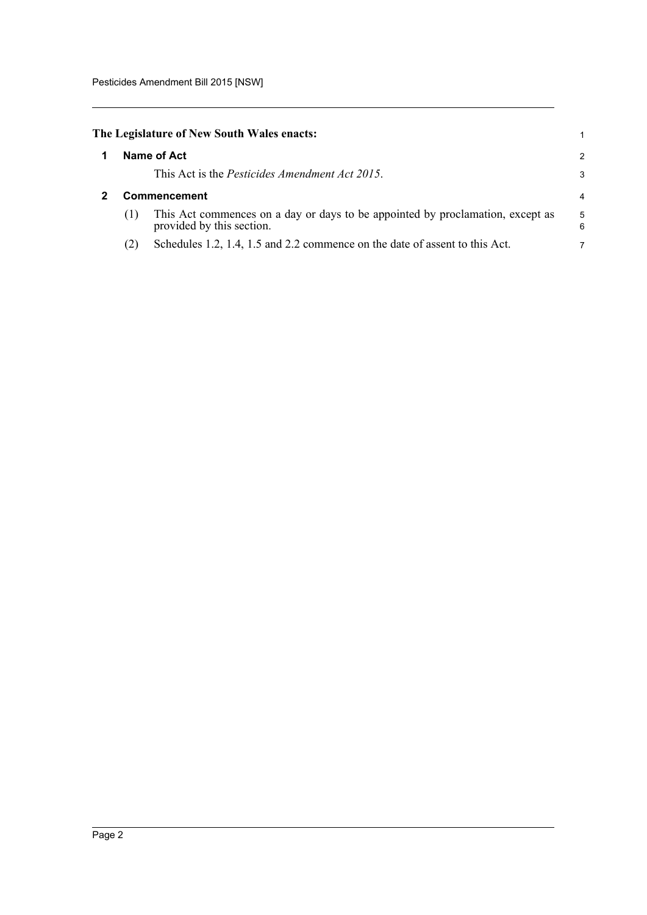**The Legislature of New South Wales enacts:**

## 1 Name of Act

This Act is the *Pesticides Amendment Act 2015*.

## 2 Commencement

(1) This Act commences on a day or days to be appointed by proclamation, except as provided by this section.

(2) Schedules 1.2, 1.4, 1.5 and 2.2 commence on the date of assent to this Act.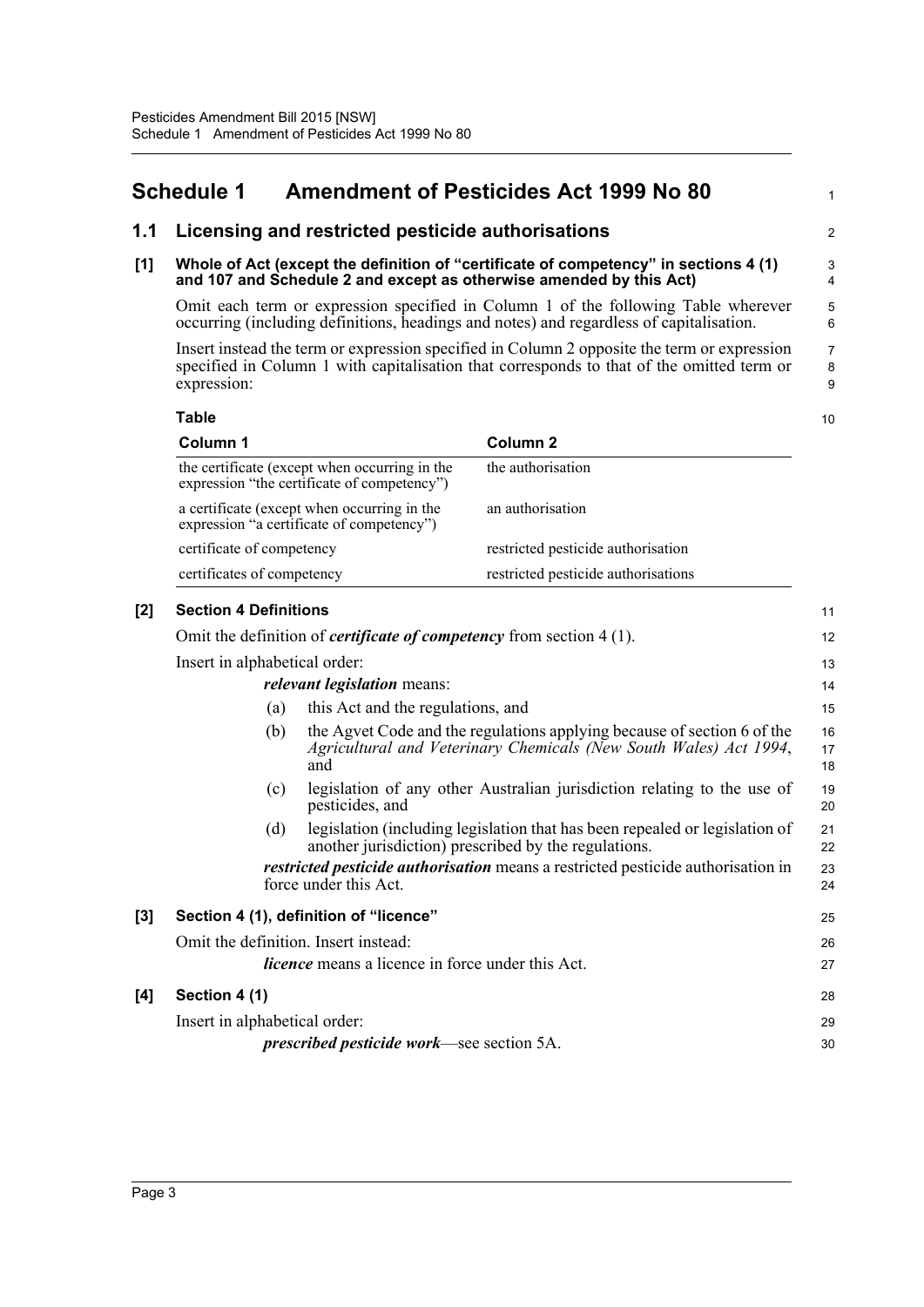# Schedule 1 Amendment of Pesticides Act 1999 No 80

## 1.1 Licensing and restricted pesticide authorisations

### [1] Whole of Act (except the definition of "certificate of competency" in sections 4 (1) and 107 and Schedule 2 and except as otherwise amended by this Act)

Omit each term or expression specified in Column 1 of the following Table wherever occurring (including definitions, headings and notes) and regardless of capitalisation.

Insert instead the term or expression specified in Column 2 opposite the term or expression specified in Column 1 with capitalisation that corresponds to that of the omitted term or expression:

**Table**

| Column 1 | Column 2 |
|---|---|
| the certificate (except when occurring in the expression "the certificate of competency") | the authorisation |
| a certificate (except when occurring in the expression "a certificate of competency") | an authorisation |
| certificate of competency | restricted pesticide authorisation |
| certificates of competency | restricted pesticide authorisations |

### [2] Section 4 Definitions

Omit the definition of ***certificate of competency*** from section 4 (1).

Insert in alphabetical order:

***relevant legislation*** means:

(a) this Act and the regulations, and

(b) the Agvet Code and the regulations applying because of section 6 of the *Agricultural and Veterinary Chemicals (New South Wales) Act 1994*, and

(c) legislation of any other Australian jurisdiction relating to the use of pesticides, and

(d) legislation (including legislation that has been repealed or legislation of another jurisdiction) prescribed by the regulations.

***restricted pesticide authorisation*** means a restricted pesticide authorisation in force under this Act.

### [3] Section 4 (1), definition of "licence"

Omit the definition. Insert instead:

***licence*** means a licence in force under this Act.

### [4] Section 4 (1)

Insert in alphabetical order:

***prescribed pesticide work***—see section 5A.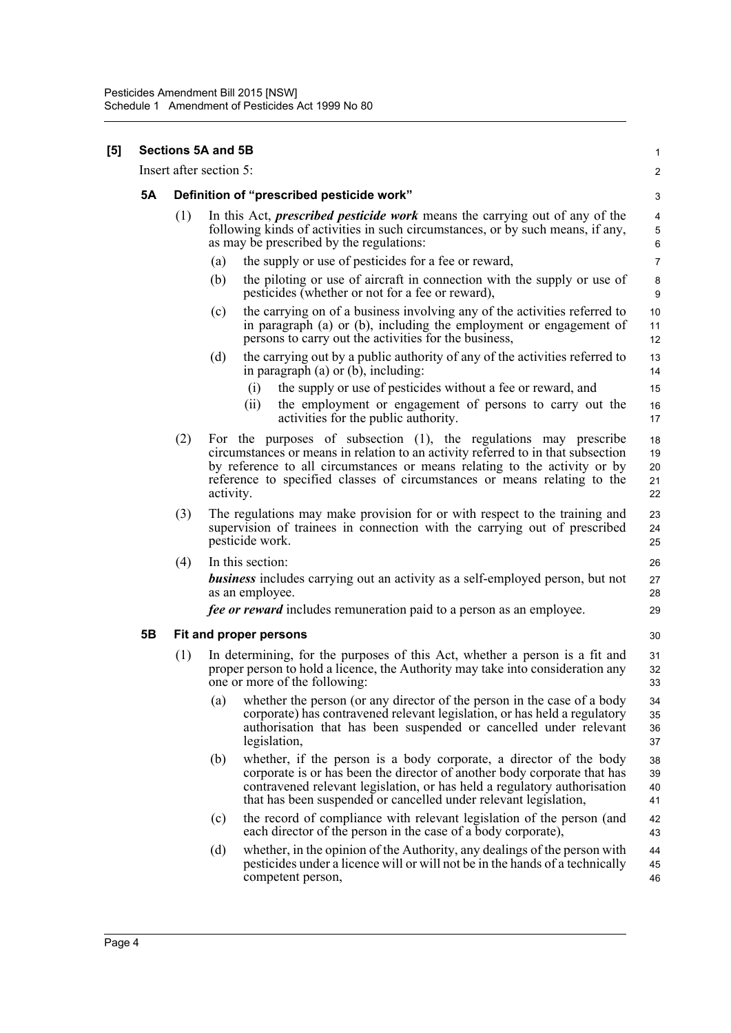**[5] Sections 5A and 5B**

Insert after section 5:

### 5A Definition of "prescribed pesticide work"

(1) In this Act, ***prescribed pesticide work*** means the carrying out of any of the following kinds of activities in such circumstances, or by such means, if any, as may be prescribed by the regulations:

- (a) the supply or use of pesticides for a fee or reward,
- (b) the piloting or use of aircraft in connection with the supply or use of pesticides (whether or not for a fee or reward),
- (c) the carrying on of a business involving any of the activities referred to in paragraph (a) or (b), including the employment or engagement of persons to carry out the activities for the business,
- (d) the carrying out by a public authority of any of the activities referred to in paragraph (a) or (b), including:
  - (i) the supply or use of pesticides without a fee or reward, and
  - (ii) the employment or engagement of persons to carry out the activities for the public authority.

(2) For the purposes of subsection (1), the regulations may prescribe circumstances or means in relation to an activity referred to in that subsection by reference to all circumstances or means relating to the activity or by reference to specified classes of circumstances or means relating to the activity.

(3) The regulations may make provision for or with respect to the training and supervision of trainees in connection with the carrying out of prescribed pesticide work.

(4) In this section:

***business*** includes carrying out an activity as a self-employed person, but not as an employee.

***fee or reward*** includes remuneration paid to a person as an employee.

### 5B Fit and proper persons

(1) In determining, for the purposes of this Act, whether a person is a fit and proper person to hold a licence, the Authority may take into consideration any one or more of the following:

- (a) whether the person (or any director of the person in the case of a body corporate) has contravened relevant legislation, or has held a regulatory authorisation that has been suspended or cancelled under relevant legislation,
- (b) whether, if the person is a body corporate, a director of the body corporate is or has been the director of another body corporate that has contravened relevant legislation, or has held a regulatory authorisation that has been suspended or cancelled under relevant legislation,
- (c) the record of compliance with relevant legislation of the person (and each director of the person in the case of a body corporate),
- (d) whether, in the opinion of the Authority, any dealings of the person with pesticides under a licence will or will not be in the hands of a technically competent person,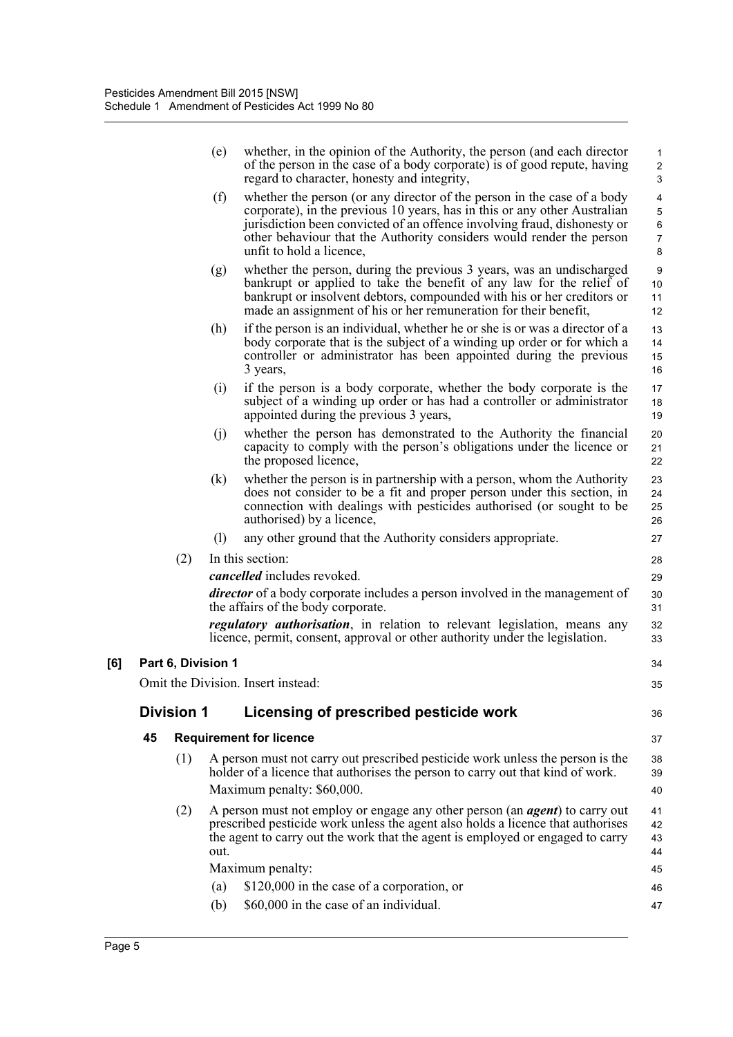(e) whether, in the opinion of the Authority, the person (and each director of the person in the case of a body corporate) is of good repute, having regard to character, honesty and integrity,

(f) whether the person (or any director of the person in the case of a body corporate), in the previous 10 years, has in this or any other Australian jurisdiction been convicted of an offence involving fraud, dishonesty or other behaviour that the Authority considers would render the person unfit to hold a licence,

(g) whether the person, during the previous 3 years, was an undischarged bankrupt or applied to take the benefit of any law for the relief of bankrupt or insolvent debtors, compounded with his or her creditors or made an assignment of his or her remuneration for their benefit,

(h) if the person is an individual, whether he or she is or was a director of a body corporate that is the subject of a winding up order or for which a controller or administrator has been appointed during the previous 3 years,

(i) if the person is a body corporate, whether the body corporate is the subject of a winding up order or has had a controller or administrator appointed during the previous 3 years,

(j) whether the person has demonstrated to the Authority the financial capacity to comply with the person's obligations under the licence or the proposed licence,

(k) whether the person is in partnership with a person, whom the Authority does not consider to be a fit and proper person under this section, in connection with dealings with pesticides authorised (or sought to be authorised) by a licence,

(l) any other ground that the Authority considers appropriate.

(2) In this section:

***cancelled*** includes revoked.

***director*** of a body corporate includes a person involved in the management of the affairs of the body corporate.

***regulatory authorisation***, in relation to relevant legislation, means any licence, permit, consent, approval or other authority under the legislation.

**[6] Part 6, Division 1**

Omit the Division. Insert instead:

## Division 1 Licensing of prescribed pesticide work

**45 Requirement for licence**

(1) A person must not carry out prescribed pesticide work unless the person is the holder of a licence that authorises the person to carry out that kind of work.

Maximum penalty: $60,000.

(2) A person must not employ or engage any other person (an ***agent***) to carry out prescribed pesticide work unless the agent also holds a licence that authorises the agent to carry out the work that the agent is employed or engaged to carry out.

Maximum penalty:

(a) $120,000 in the case of a corporation, or

(b) $60,000 in the case of an individual.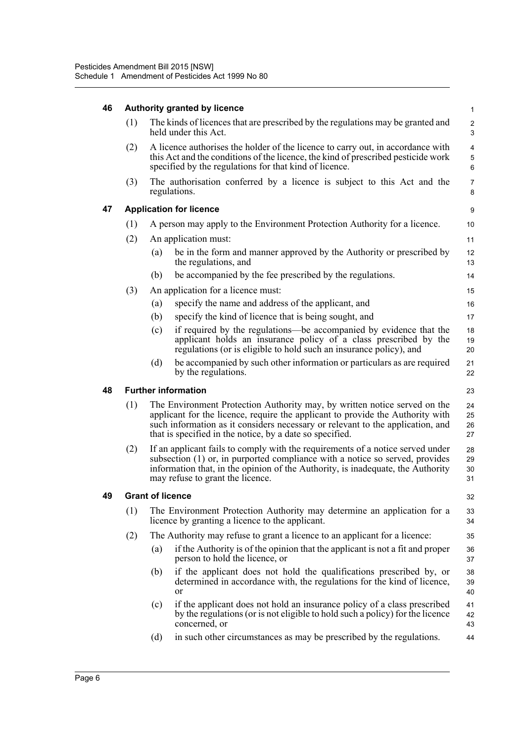### 46 Authority granted by licence

(1) The kinds of licences that are prescribed by the regulations may be granted and held under this Act.

(2) A licence authorises the holder of the licence to carry out, in accordance with this Act and the conditions of the licence, the kind of prescribed pesticide work specified by the regulations for that kind of licence.

(3) The authorisation conferred by a licence is subject to this Act and the regulations.

### 47 Application for licence

(1) A person may apply to the Environment Protection Authority for a licence.

(2) An application must:

- (a) be in the form and manner approved by the Authority or prescribed by the regulations, and
- (b) be accompanied by the fee prescribed by the regulations.

(3) An application for a licence must:

- (a) specify the name and address of the applicant, and
- (b) specify the kind of licence that is being sought, and
- (c) if required by the regulations—be accompanied by evidence that the applicant holds an insurance policy of a class prescribed by the regulations (or is eligible to hold such an insurance policy), and
- (d) be accompanied by such other information or particulars as are required by the regulations.

### 48 Further information

(1) The Environment Protection Authority may, by written notice served on the applicant for the licence, require the applicant to provide the Authority with such information as it considers necessary or relevant to the application, and that is specified in the notice, by a date so specified.

(2) If an applicant fails to comply with the requirements of a notice served under subsection (1) or, in purported compliance with a notice so served, provides information that, in the opinion of the Authority, is inadequate, the Authority may refuse to grant the licence.

### 49 Grant of licence

(1) The Environment Protection Authority may determine an application for a licence by granting a licence to the applicant.

(2) The Authority may refuse to grant a licence to an applicant for a licence:

- (a) if the Authority is of the opinion that the applicant is not a fit and proper person to hold the licence, or
- (b) if the applicant does not hold the qualifications prescribed by, or determined in accordance with, the regulations for the kind of licence, or
- (c) if the applicant does not hold an insurance policy of a class prescribed by the regulations (or is not eligible to hold such a policy) for the licence concerned, or
- (d) in such other circumstances as may be prescribed by the regulations.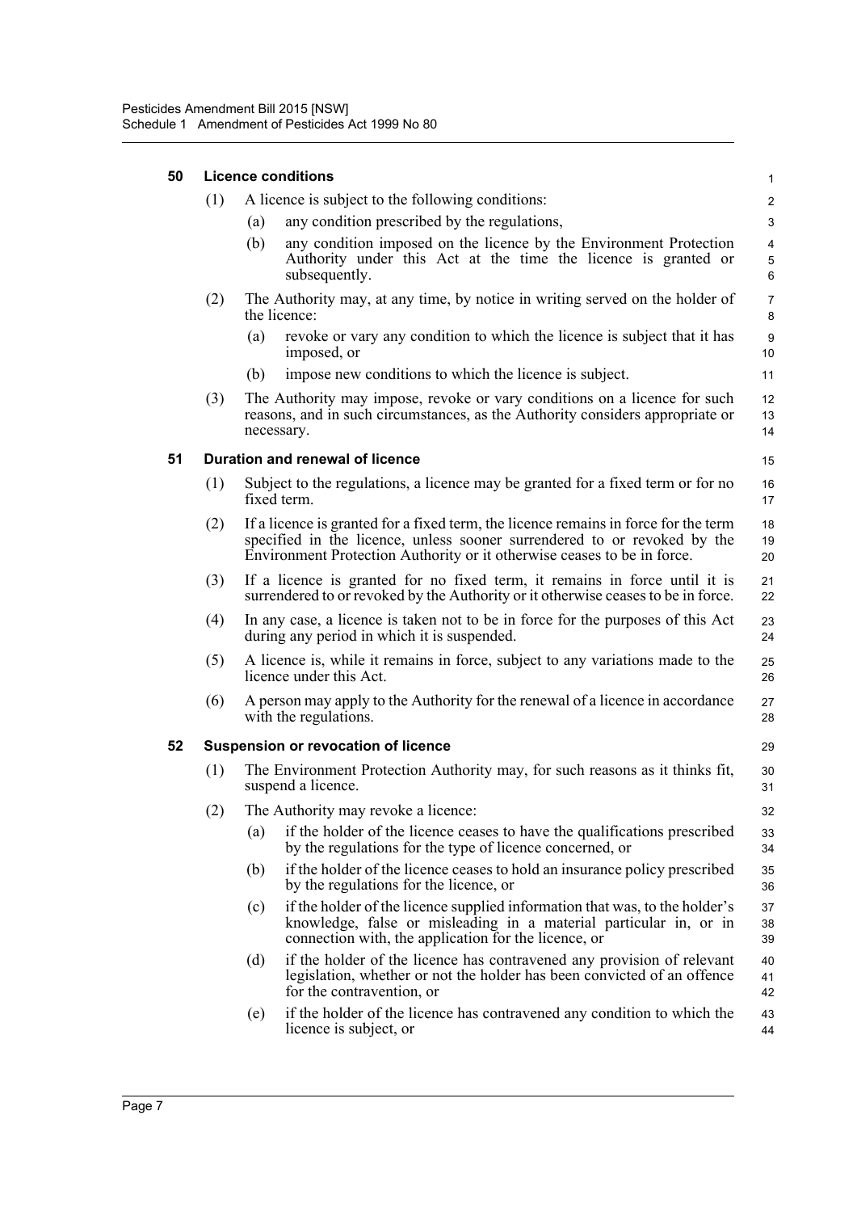### 50 Licence conditions

(1) A licence is subject to the following conditions:

(a) any condition prescribed by the regulations,

(b) any condition imposed on the licence by the Environment Protection Authority under this Act at the time the licence is granted or subsequently.

(2) The Authority may, at any time, by notice in writing served on the holder of the licence:

(a) revoke or vary any condition to which the licence is subject that it has imposed, or

(b) impose new conditions to which the licence is subject.

(3) The Authority may impose, revoke or vary conditions on a licence for such reasons, and in such circumstances, as the Authority considers appropriate or necessary.

### 51 Duration and renewal of licence

(1) Subject to the regulations, a licence may be granted for a fixed term or for no fixed term.

(2) If a licence is granted for a fixed term, the licence remains in force for the term specified in the licence, unless sooner surrendered to or revoked by the Environment Protection Authority or it otherwise ceases to be in force.

(3) If a licence is granted for no fixed term, it remains in force until it is surrendered to or revoked by the Authority or it otherwise ceases to be in force.

(4) In any case, a licence is taken not to be in force for the purposes of this Act during any period in which it is suspended.

(5) A licence is, while it remains in force, subject to any variations made to the licence under this Act.

(6) A person may apply to the Authority for the renewal of a licence in accordance with the regulations.

### 52 Suspension or revocation of licence

(1) The Environment Protection Authority may, for such reasons as it thinks fit, suspend a licence.

(2) The Authority may revoke a licence:

(a) if the holder of the licence ceases to have the qualifications prescribed by the regulations for the type of licence concerned, or

(b) if the holder of the licence ceases to hold an insurance policy prescribed by the regulations for the licence, or

(c) if the holder of the licence supplied information that was, to the holder's knowledge, false or misleading in a material particular in, or in connection with, the application for the licence, or

(d) if the holder of the licence has contravened any provision of relevant legislation, whether or not the holder has been convicted of an offence for the contravention, or

(e) if the holder of the licence has contravened any condition to which the licence is subject, or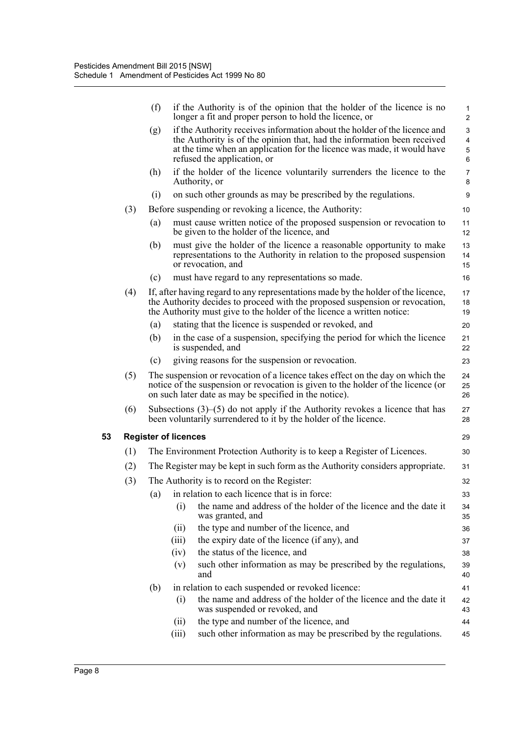(f) if the Authority is of the opinion that the holder of the licence is no longer a fit and proper person to hold the licence, or

(g) if the Authority receives information about the holder of the licence and the Authority is of the opinion that, had the information been received at the time when an application for the licence was made, it would have refused the application, or

(h) if the holder of the licence voluntarily surrenders the licence to the Authority, or

(i) on such other grounds as may be prescribed by the regulations.

(3) Before suspending or revoking a licence, the Authority:

(a) must cause written notice of the proposed suspension or revocation to be given to the holder of the licence, and

(b) must give the holder of the licence a reasonable opportunity to make representations to the Authority in relation to the proposed suspension or revocation, and

(c) must have regard to any representations so made.

(4) If, after having regard to any representations made by the holder of the licence, the Authority decides to proceed with the proposed suspension or revocation, the Authority must give to the holder of the licence a written notice:

(a) stating that the licence is suspended or revoked, and

(b) in the case of a suspension, specifying the period for which the licence is suspended, and

(c) giving reasons for the suspension or revocation.

(5) The suspension or revocation of a licence takes effect on the day on which the notice of the suspension or revocation is given to the holder of the licence (or on such later date as may be specified in the notice).

(6) Subsections (3)–(5) do not apply if the Authority revokes a licence that has been voluntarily surrendered to it by the holder of the licence.

**53 Register of licences**

(1) The Environment Protection Authority is to keep a Register of Licences.

(2) The Register may be kept in such form as the Authority considers appropriate.

(3) The Authority is to record on the Register:

(a) in relation to each licence that is in force:

(i) the name and address of the holder of the licence and the date it was granted, and

(ii) the type and number of the licence, and

(iii) the expiry date of the licence (if any), and

(iv) the status of the licence, and

(v) such other information as may be prescribed by the regulations, and

(b) in relation to each suspended or revoked licence:

(i) the name and address of the holder of the licence and the date it was suspended or revoked, and

(ii) the type and number of the licence, and

(iii) such other information as may be prescribed by the regulations.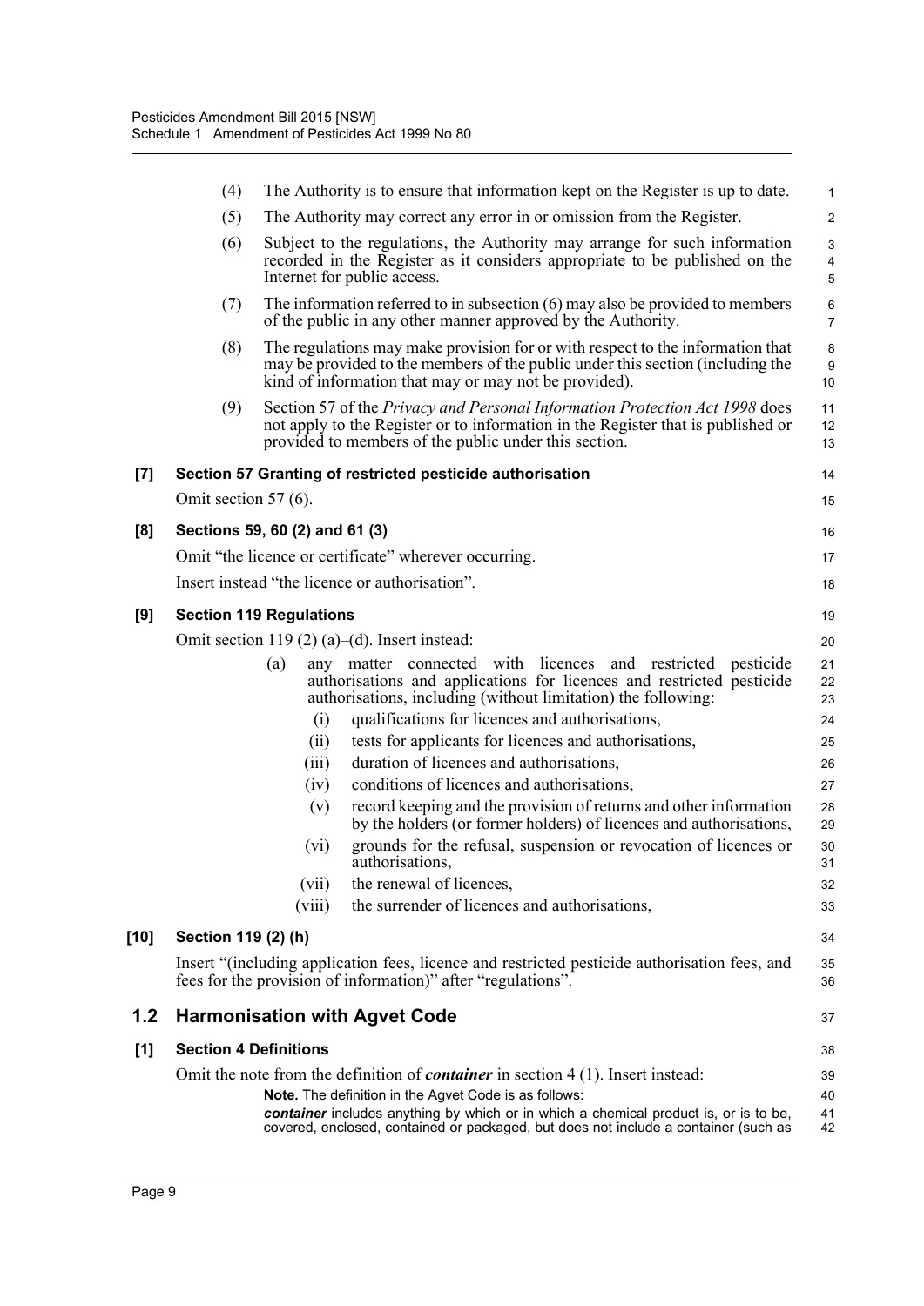(4) The Authority is to ensure that information kept on the Register is up to date.

(5) The Authority may correct any error in or omission from the Register.

(6) Subject to the regulations, the Authority may arrange for such information recorded in the Register as it considers appropriate to be published on the Internet for public access.

(7) The information referred to in subsection (6) may also be provided to members of the public in any other manner approved by the Authority.

(8) The regulations may make provision for or with respect to the information that may be provided to the members of the public under this section (including the kind of information that may or may not be provided).

(9) Section 57 of the *Privacy and Personal Information Protection Act 1998* does not apply to the Register or to information in the Register that is published or provided to members of the public under this section.

**[7] Section 57 Granting of restricted pesticide authorisation**

Omit section 57 (6).

**[8] Sections 59, 60 (2) and 61 (3)**

Omit "the licence or certificate" wherever occurring.

Insert instead "the licence or authorisation".

**[9] Section 119 Regulations**

Omit section 119 (2) (a)–(d). Insert instead:

(a) any matter connected with licences and restricted pesticide authorisations and applications for licences and restricted pesticide authorisations, including (without limitation) the following:

(i) qualifications for licences and authorisations,

(ii) tests for applicants for licences and authorisations,

(iii) duration of licences and authorisations,

(iv) conditions of licences and authorisations,

(v) record keeping and the provision of returns and other information by the holders (or former holders) of licences and authorisations,

(vi) grounds for the refusal, suspension or revocation of licences or authorisations,

(vii) the renewal of licences,

(viii) the surrender of licences and authorisations,

**[10] Section 119 (2) (h)**

Insert "(including application fees, licence and restricted pesticide authorisation fees, and fees for the provision of information)" after "regulations".

## 1.2 Harmonisation with Agvet Code

**[1] Section 4 Definitions**

Omit the note from the definition of ***container*** in section 4 (1). Insert instead:

**Note.** The definition in the Agvet Code is as follows:

***container*** includes anything by which or in which a chemical product is, or is to be, covered, enclosed, contained or packaged, but does not include a container (such as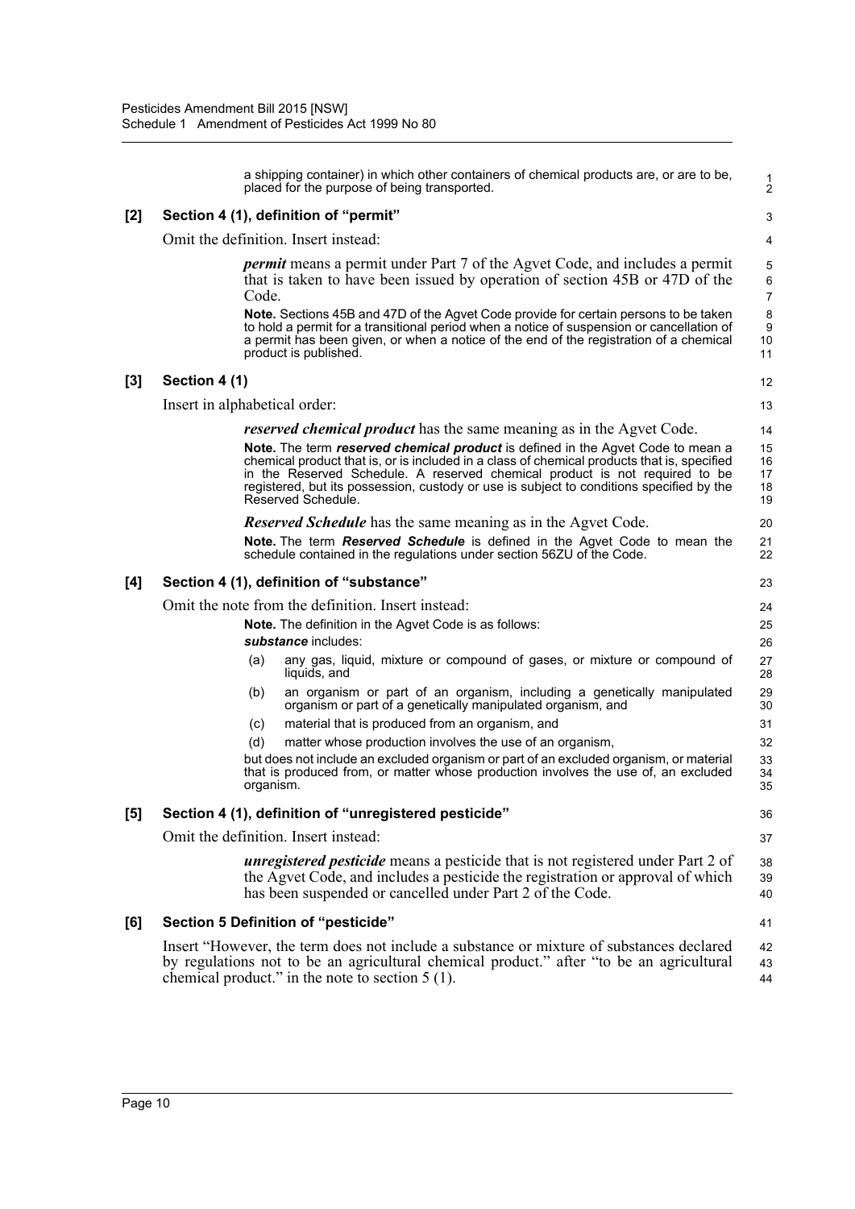a shipping container) in which other containers of chemical products are, or are to be, placed for the purpose of being transported.

**[2] Section 4 (1), definition of "permit"**

Omit the definition. Insert instead:

> ***permit*** means a permit under Part 7 of the Agvet Code, and includes a permit that is taken to have been issued by operation of section 45B or 47D of the Code.
>
> **Note.** Sections 45B and 47D of the Agvet Code provide for certain persons to be taken to hold a permit for a transitional period when a notice of suspension or cancellation of a permit has been given, or when a notice of the end of the registration of a chemical product is published.

**[3] Section 4 (1)**

Insert in alphabetical order:

> ***reserved chemical product*** has the same meaning as in the Agvet Code.
>
> **Note.** The term ***reserved chemical product*** is defined in the Agvet Code to mean a chemical product that is, or is included in a class of chemical products that is, specified in the Reserved Schedule. A reserved chemical product is not required to be registered, but its possession, custody or use is subject to conditions specified by the Reserved Schedule.
>
> ***Reserved Schedule*** has the same meaning as in the Agvet Code.
>
> **Note.** The term ***Reserved Schedule*** is defined in the Agvet Code to mean the schedule contained in the regulations under section 56ZU of the Code.

**[4] Section 4 (1), definition of "substance"**

Omit the note from the definition. Insert instead:

> **Note.** The definition in the Agvet Code is as follows:
>
> ***substance*** includes:
>
> (a) any gas, liquid, mixture or compound of gases, or mixture or compound of liquids, and
>
> (b) an organism or part of an organism, including a genetically manipulated organism or part of a genetically manipulated organism, and
>
> (c) material that is produced from an organism, and
>
> (d) matter whose production involves the use of an organism,
>
> but does not include an excluded organism or part of an excluded organism, or material that is produced from, or matter whose production involves the use of, an excluded organism.

**[5] Section 4 (1), definition of "unregistered pesticide"**

Omit the definition. Insert instead:

> ***unregistered pesticide*** means a pesticide that is not registered under Part 2 of the Agvet Code, and includes a pesticide the registration or approval of which has been suspended or cancelled under Part 2 of the Code.

**[6] Section 5 Definition of "pesticide"**

Insert "However, the term does not include a substance or mixture of substances declared by regulations not to be an agricultural chemical product." after "to be an agricultural chemical product." in the note to section 5 (1).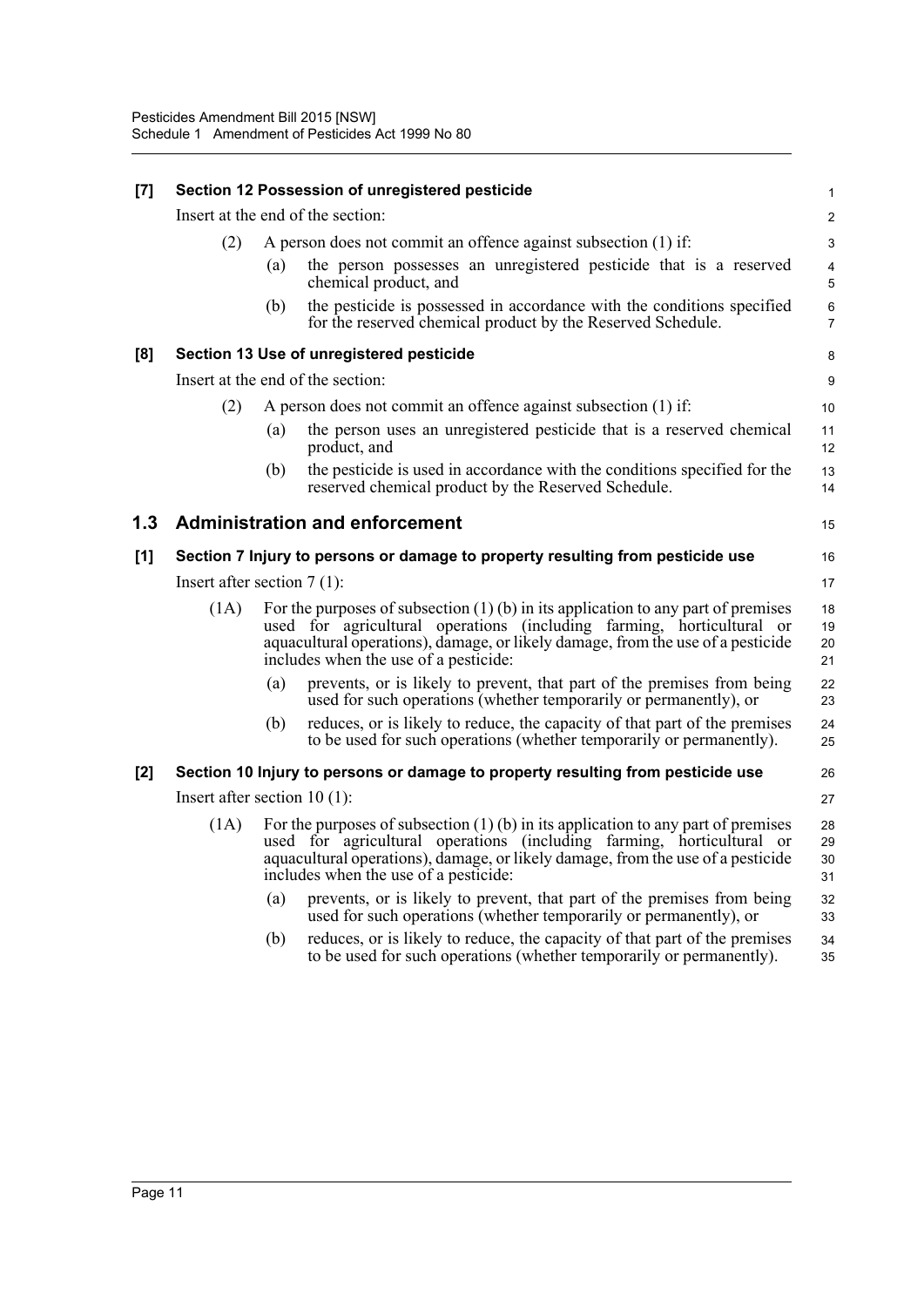**[7] Section 12 Possession of unregistered pesticide**

Insert at the end of the section:

(2) A person does not commit an offence against subsection (1) if:

(a) the person possesses an unregistered pesticide that is a reserved chemical product, and

(b) the pesticide is possessed in accordance with the conditions specified for the reserved chemical product by the Reserved Schedule.

**[8] Section 13 Use of unregistered pesticide**

Insert at the end of the section:

(2) A person does not commit an offence against subsection (1) if:

(a) the person uses an unregistered pesticide that is a reserved chemical product, and

(b) the pesticide is used in accordance with the conditions specified for the reserved chemical product by the Reserved Schedule.

## 1.3 Administration and enforcement

**[1] Section 7 Injury to persons or damage to property resulting from pesticide use**

Insert after section 7 (1):

(1A) For the purposes of subsection (1) (b) in its application to any part of premises used for agricultural operations (including farming, horticultural or aquacultural operations), damage, or likely damage, from the use of a pesticide includes when the use of a pesticide:

(a) prevents, or is likely to prevent, that part of the premises from being used for such operations (whether temporarily or permanently), or

(b) reduces, or is likely to reduce, the capacity of that part of the premises to be used for such operations (whether temporarily or permanently).

**[2] Section 10 Injury to persons or damage to property resulting from pesticide use**

Insert after section 10 (1):

(1A) For the purposes of subsection (1) (b) in its application to any part of premises used for agricultural operations (including farming, horticultural or aquacultural operations), damage, or likely damage, from the use of a pesticide includes when the use of a pesticide:

(a) prevents, or is likely to prevent, that part of the premises from being used for such operations (whether temporarily or permanently), or

(b) reduces, or is likely to reduce, the capacity of that part of the premises to be used for such operations (whether temporarily or permanently).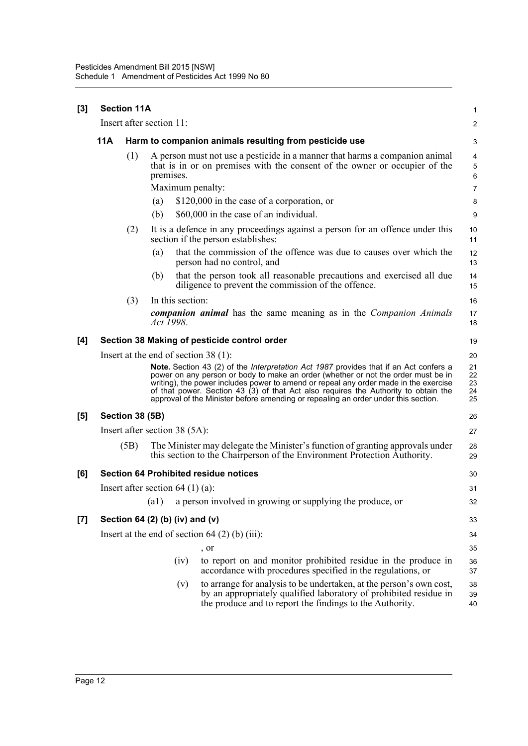**[3] Section 11A**

Insert after section 11:

**11A Harm to companion animals resulting from pesticide use**

(1) A person must not use a pesticide in a manner that harms a companion animal that is in or on premises with the consent of the owner or occupier of the premises.

Maximum penalty:

(a) $120,000 in the case of a corporation, or

(b) $60,000 in the case of an individual.

(2) It is a defence in any proceedings against a person for an offence under this section if the person establishes:

(a) that the commission of the offence was due to causes over which the person had no control, and

(b) that the person took all reasonable precautions and exercised all due diligence to prevent the commission of the offence.

(3) In this section:

***companion animal*** has the same meaning as in the *Companion Animals Act 1998*.

**[4] Section 38 Making of pesticide control order**

Insert at the end of section 38 (1):

**Note.** Section 43 (2) of the *Interpretation Act 1987* provides that if an Act confers a power on any person or body to make an order (whether or not the order must be in writing), the power includes power to amend or repeal any order made in the exercise of that power. Section 43 (3) of that Act also requires the Authority to obtain the approval of the Minister before amending or repealing an order under this section.

**[5] Section 38 (5B)**

Insert after section 38 (5A):

(5B) The Minister may delegate the Minister's function of granting approvals under this section to the Chairperson of the Environment Protection Authority.

**[6] Section 64 Prohibited residue notices**

Insert after section 64 (1) (a):

(a1) a person involved in growing or supplying the produce, or

**[7] Section 64 (2) (b) (iv) and (v)**

Insert at the end of section 64 (2) (b) (iii):

, or

(iv) to report on and monitor prohibited residue in the produce in accordance with procedures specified in the regulations, or

(v) to arrange for analysis to be undertaken, at the person's own cost, by an appropriately qualified laboratory of prohibited residue in the produce and to report the findings to the Authority.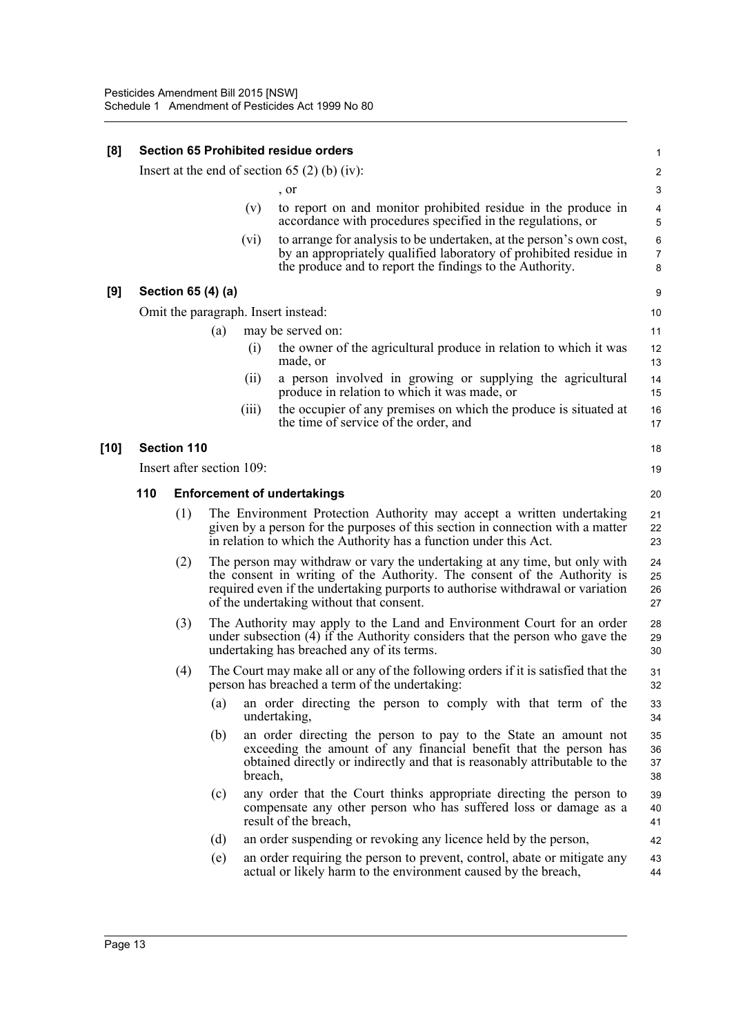**[8] Section 65 Prohibited residue orders**

Insert at the end of section 65 (2) (b) (iv):

, or

(v) to report on and monitor prohibited residue in the produce in accordance with procedures specified in the regulations, or

(vi) to arrange for analysis to be undertaken, at the person's own cost, by an appropriately qualified laboratory of prohibited residue in the produce and to report the findings to the Authority.

**[9] Section 65 (4) (a)**

Omit the paragraph. Insert instead:

(a) may be served on:

(i) the owner of the agricultural produce in relation to which it was made, or

(ii) a person involved in growing or supplying the agricultural produce in relation to which it was made, or

(iii) the occupier of any premises on which the produce is situated at the time of service of the order, and

**[10] Section 110**

Insert after section 109:

**110 Enforcement of undertakings**

(1) The Environment Protection Authority may accept a written undertaking given by a person for the purposes of this section in connection with a matter in relation to which the Authority has a function under this Act.

(2) The person may withdraw or vary the undertaking at any time, but only with the consent in writing of the Authority. The consent of the Authority is required even if the undertaking purports to authorise withdrawal or variation of the undertaking without that consent.

(3) The Authority may apply to the Land and Environment Court for an order under subsection (4) if the Authority considers that the person who gave the undertaking has breached any of its terms.

(4) The Court may make all or any of the following orders if it is satisfied that the person has breached a term of the undertaking:

(a) an order directing the person to comply with that term of the undertaking,

(b) an order directing the person to pay to the State an amount not exceeding the amount of any financial benefit that the person has obtained directly or indirectly and that is reasonably attributable to the breach,

(c) any order that the Court thinks appropriate directing the person to compensate any other person who has suffered loss or damage as a result of the breach,

(d) an order suspending or revoking any licence held by the person,

(e) an order requiring the person to prevent, control, abate or mitigate any actual or likely harm to the environment caused by the breach,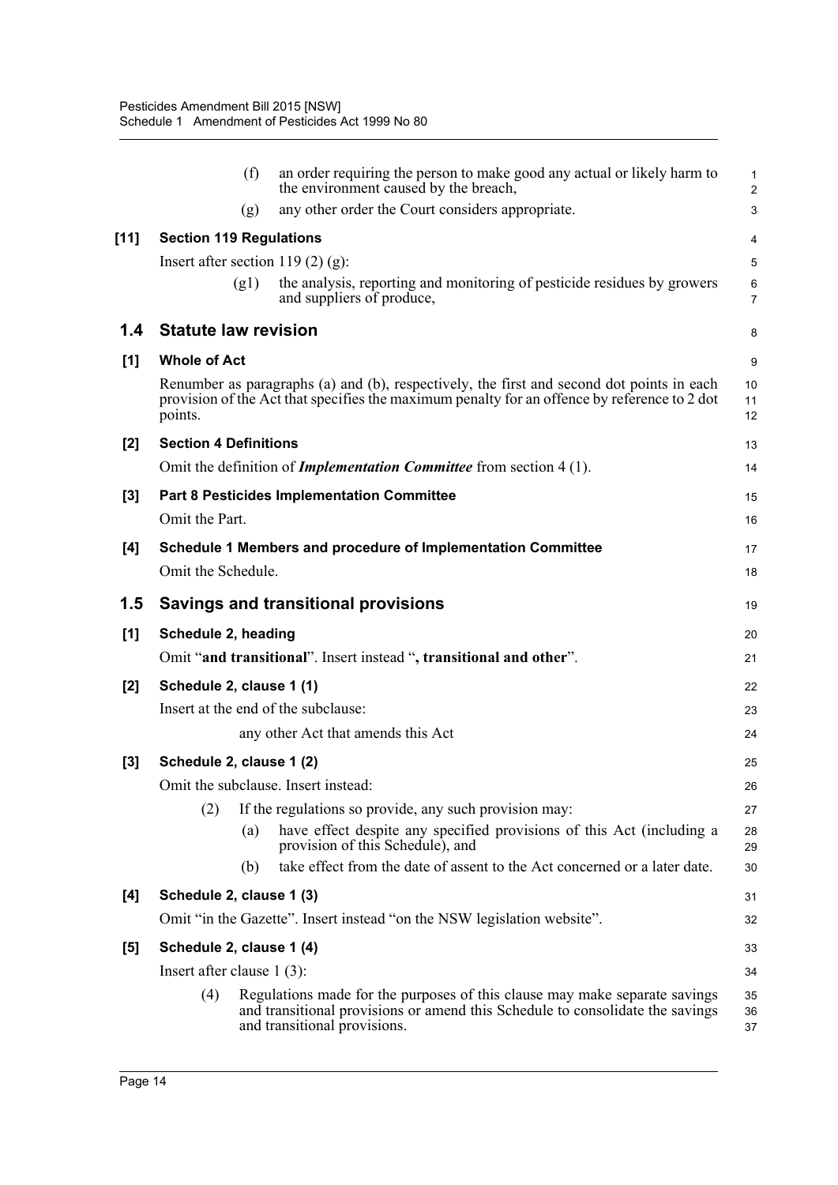(f) an order requiring the person to make good any actual or likely harm to the environment caused by the breach,

(g) any other order the Court considers appropriate.

**[11] Section 119 Regulations**

Insert after section 119 (2) (g):

(g1) the analysis, reporting and monitoring of pesticide residues by growers and suppliers of produce,

## 1.4 Statute law revision

**[1] Whole of Act**

Renumber as paragraphs (a) and (b), respectively, the first and second dot points in each provision of the Act that specifies the maximum penalty for an offence by reference to 2 dot points.

**[2] Section 4 Definitions**

Omit the definition of ***Implementation Committee*** from section 4 (1).

**[3] Part 8 Pesticides Implementation Committee**

Omit the Part.

**[4] Schedule 1 Members and procedure of Implementation Committee**

Omit the Schedule.

## 1.5 Savings and transitional provisions

**[1] Schedule 2, heading**

Omit "**and transitional**". Insert instead "**, transitional and other**".

**[2] Schedule 2, clause 1 (1)**

Insert at the end of the subclause:

any other Act that amends this Act

**[3] Schedule 2, clause 1 (2)**

Omit the subclause. Insert instead:

(2) If the regulations so provide, any such provision may:

(a) have effect despite any specified provisions of this Act (including a provision of this Schedule), and

(b) take effect from the date of assent to the Act concerned or a later date.

**[4] Schedule 2, clause 1 (3)**

Omit "in the Gazette". Insert instead "on the NSW legislation website".

**[5] Schedule 2, clause 1 (4)**

Insert after clause 1 (3):

(4) Regulations made for the purposes of this clause may make separate savings and transitional provisions or amend this Schedule to consolidate the savings and transitional provisions.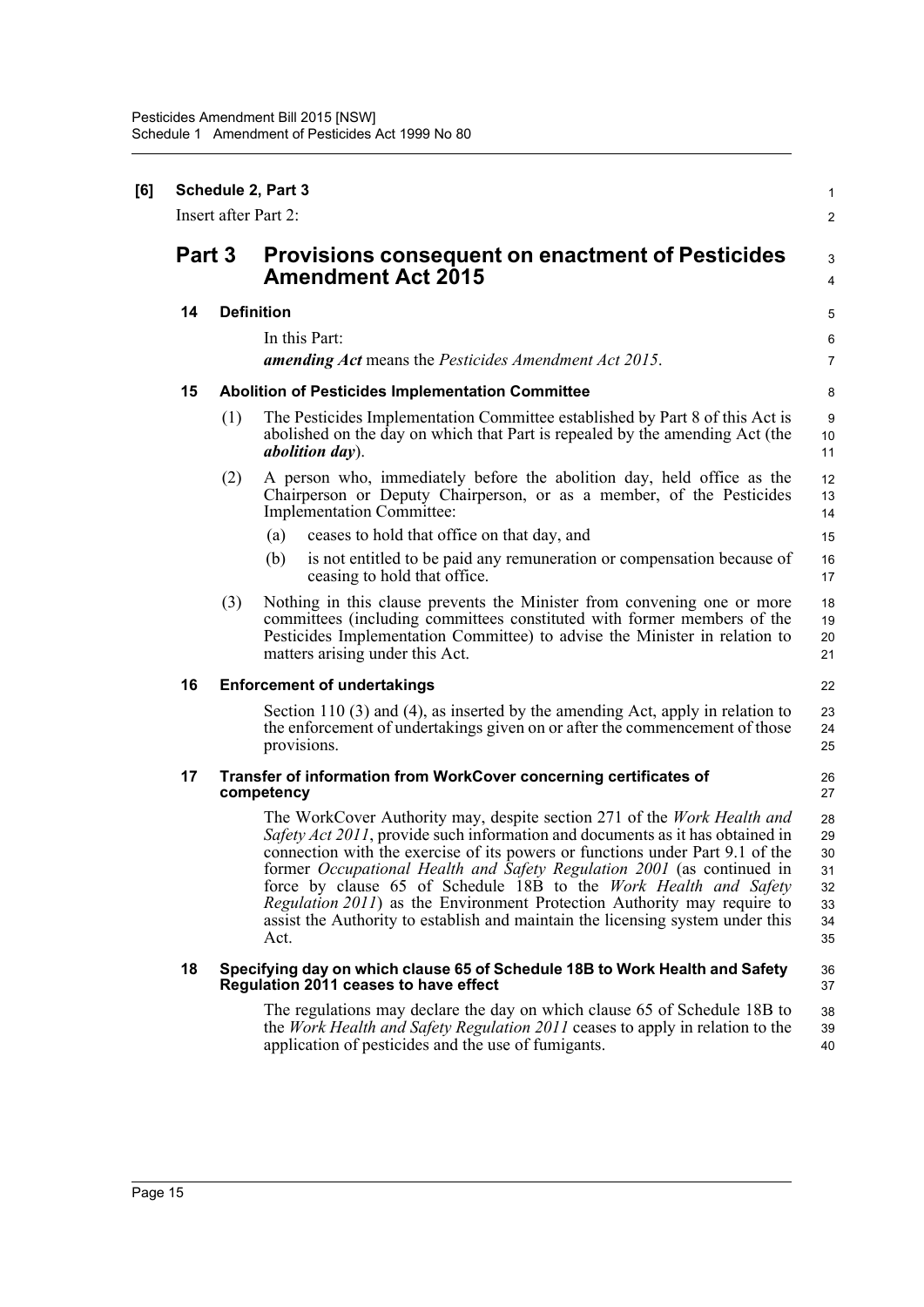**[6] Schedule 2, Part 3**

Insert after Part 2:

## Part 3 Provisions consequent on enactment of Pesticides Amendment Act 2015

### 14 Definition

In this Part:

***amending Act*** means the *Pesticides Amendment Act 2015*.

### 15 Abolition of Pesticides Implementation Committee

(1) The Pesticides Implementation Committee established by Part 8 of this Act is abolished on the day on which that Part is repealed by the amending Act (the ***abolition day***).

(2) A person who, immediately before the abolition day, held office as the Chairperson or Deputy Chairperson, or as a member, of the Pesticides Implementation Committee:

- (a) ceases to hold that office on that day, and
- (b) is not entitled to be paid any remuneration or compensation because of ceasing to hold that office.

(3) Nothing in this clause prevents the Minister from convening one or more committees (including committees constituted with former members of the Pesticides Implementation Committee) to advise the Minister in relation to matters arising under this Act.

### 16 Enforcement of undertakings

Section 110 (3) and (4), as inserted by the amending Act, apply in relation to the enforcement of undertakings given on or after the commencement of those provisions.

### 17 Transfer of information from WorkCover concerning certificates of competency

The WorkCover Authority may, despite section 271 of the *Work Health and Safety Act 2011*, provide such information and documents as it has obtained in connection with the exercise of its powers or functions under Part 9.1 of the former *Occupational Health and Safety Regulation 2001* (as continued in force by clause 65 of Schedule 18B to the *Work Health and Safety Regulation 2011*) as the Environment Protection Authority may require to assist the Authority to establish and maintain the licensing system under this Act.

### 18 Specifying day on which clause 65 of Schedule 18B to Work Health and Safety Regulation 2011 ceases to have effect

The regulations may declare the day on which clause 65 of Schedule 18B to the *Work Health and Safety Regulation 2011* ceases to apply in relation to the application of pesticides and the use of fumigants.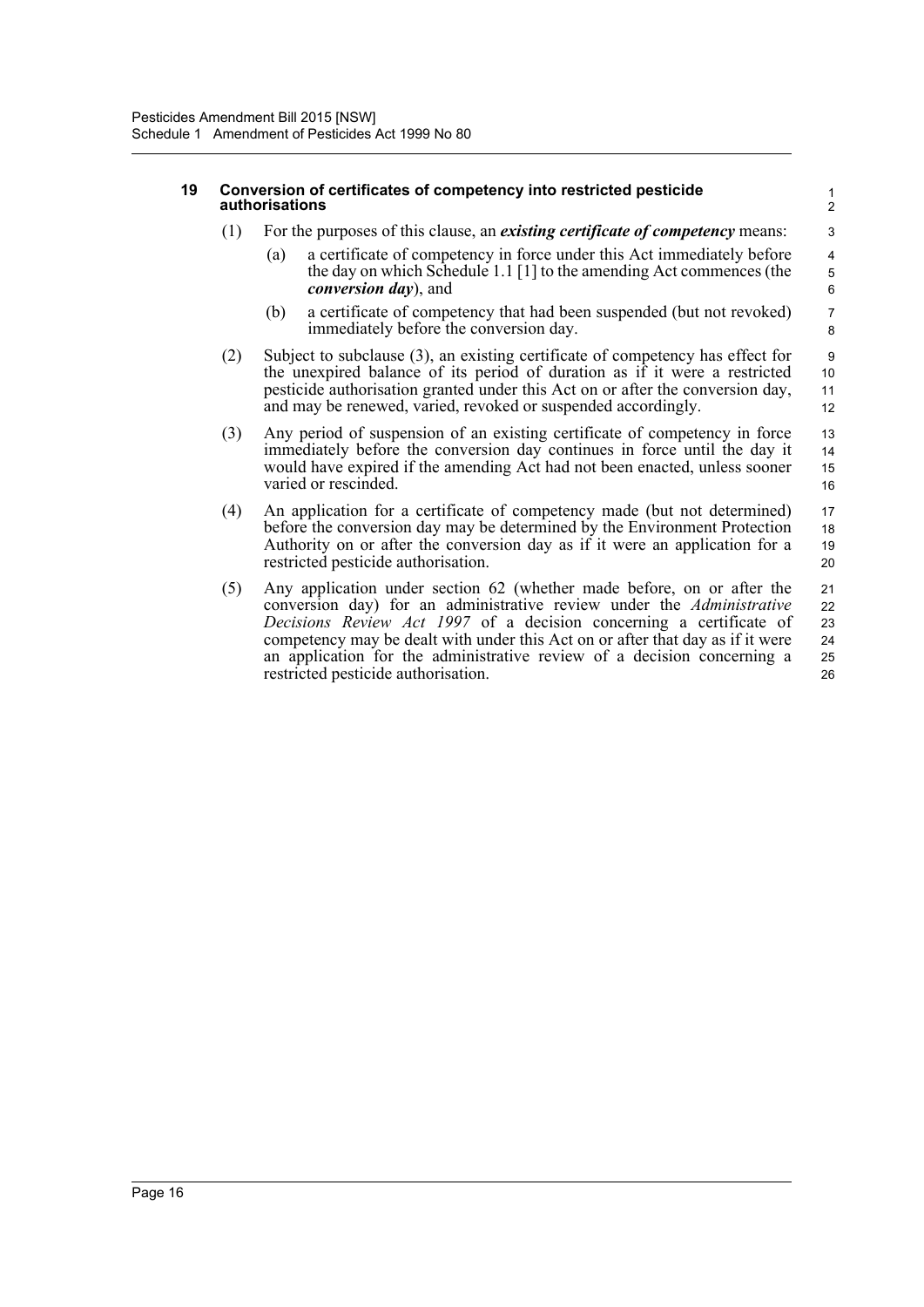### 19 Conversion of certificates of competency into restricted pesticide authorisations

(1) For the purposes of this clause, an ***existing certificate of competency*** means:

(a) a certificate of competency in force under this Act immediately before the day on which Schedule 1.1 [1] to the amending Act commences (the ***conversion day***), and

(b) a certificate of competency that had been suspended (but not revoked) immediately before the conversion day.

(2) Subject to subclause (3), an existing certificate of competency has effect for the unexpired balance of its period of duration as if it were a restricted pesticide authorisation granted under this Act on or after the conversion day, and may be renewed, varied, revoked or suspended accordingly.

(3) Any period of suspension of an existing certificate of competency in force immediately before the conversion day continues in force until the day it would have expired if the amending Act had not been enacted, unless sooner varied or rescinded.

(4) An application for a certificate of competency made (but not determined) before the conversion day may be determined by the Environment Protection Authority on or after the conversion day as if it were an application for a restricted pesticide authorisation.

(5) Any application under section 62 (whether made before, on or after the conversion day) for an administrative review under the *Administrative Decisions Review Act 1997* of a decision concerning a certificate of competency may be dealt with under this Act on or after that day as if it were an application for the administrative review of a decision concerning a restricted pesticide authorisation.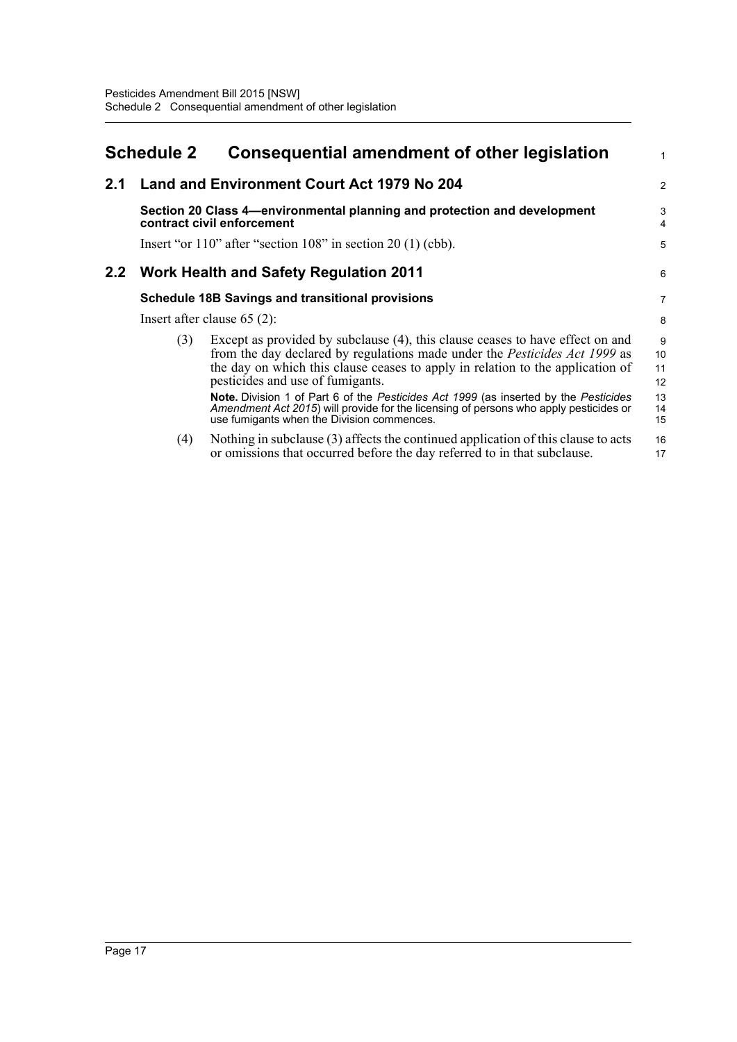# Schedule 2 Consequential amendment of other legislation

## 2.1 Land and Environment Court Act 1979 No 204

### Section 20 Class 4—environmental planning and protection and development contract civil enforcement

Insert "or 110" after "section 108" in section 20 (1) (cbb).

## 2.2 Work Health and Safety Regulation 2011

### Schedule 18B Savings and transitional provisions

Insert after clause 65 (2):

(3) Except as provided by subclause (4), this clause ceases to have effect on and from the day declared by regulations made under the *Pesticides Act 1999* as the day on which this clause ceases to apply in relation to the application of pesticides and use of fumigants.

**Note.** Division 1 of Part 6 of the *Pesticides Act 1999* (as inserted by the *Pesticides Amendment Act 2015*) will provide for the licensing of persons who apply pesticides or use fumigants when the Division commences.

(4) Nothing in subclause (3) affects the continued application of this clause to acts or omissions that occurred before the day referred to in that subclause.